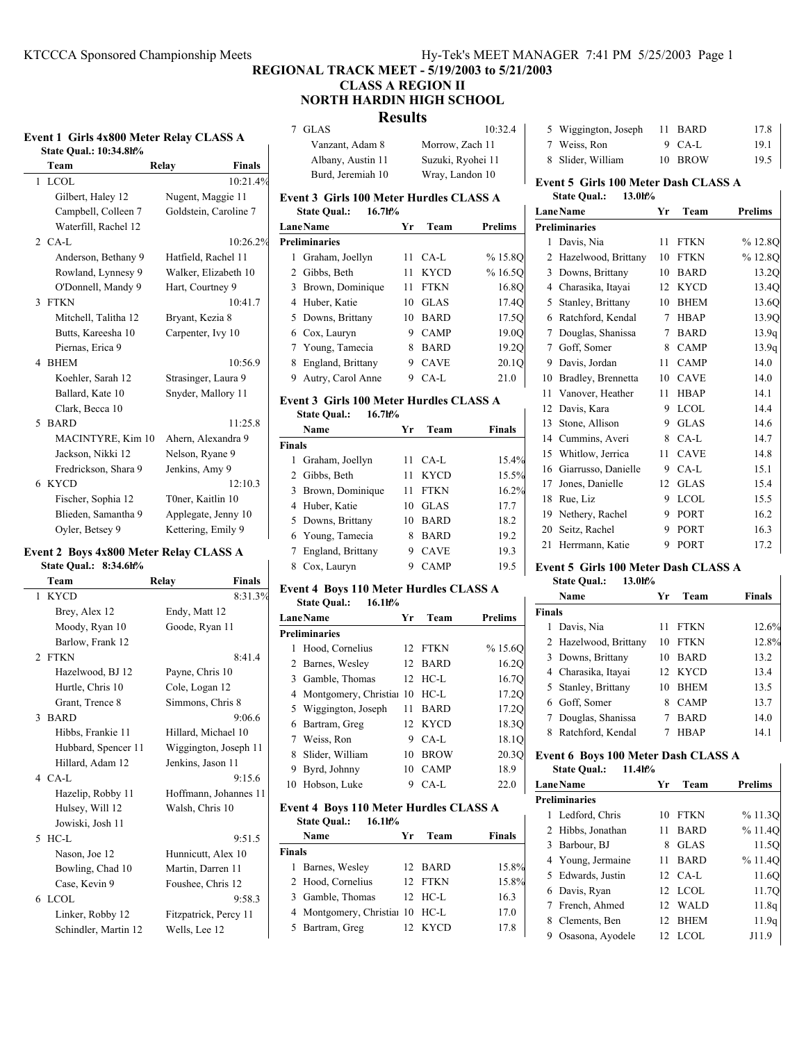# REGIONAL TRACK MEET - 5/19/2003 to 5/21/2003

## CLASS A REGION II

## NORTH HARDIN HIGH SCHOOL

## Results

### Event 1 Girls 4x800 Meter Relay CLASS A

State Qual.: 10:34.8h%

| | Team | Relay | Finals |
|---|---|---|---|
| 1 | LCOL | | 10:21.4% |
| | Gilbert, Haley 12 | Nugent, Maggie 11 | |
| | Campbell, Colleen 7 | Goldstein, Caroline 7 | |
| | Waterfill, Rachel 12 | | |
| 2 | CA-L | | 10:26.2% |
| | Anderson, Bethany 9 | Hatfield, Rachel 11 | |
| | Rowland, Lynnesy 9 | Walker, Elizabeth 10 | |
| | O'Donnell, Mandy 9 | Hart, Courtney 9 | |
| 3 | FTKN | | 10:41.7 |
| | Mitchell, Talitha 12 | Bryant, Kezia 8 | |
| | Butts, Kareesha 10 | Carpenter, Ivy 10 | |
| | Piernas, Erica 9 | | |
| 4 | BHEM | | 10:56.9 |
| | Koehler, Sarah 12 | Strasinger, Laura 9 | |
| | Ballard, Kate 10 | Snyder, Mallory 11 | |
| | Clark, Becca 10 | | |
| 5 | BARD | | 11:25.8 |
| | MACINTYRE, Kim 10 | Ahern, Alexandra 9 | |
| | Jackson, Nikki 12 | Nelson, Ryane 9 | |
| | Fredrickson, Shara 9 | Jenkins, Amy 9 | |
| 6 | KYCD | | 12:10.3 |
| | Fischer, Sophia 12 | T0ner, Kaitlin 10 | |
| | Blieden, Samantha 9 | Applegate, Jenny 10 | |
| | Oyler, Betsey 9 | Kettering, Emily 9 | |

### Event 2 Boys 4x800 Meter Relay CLASS A

State Qual.: 8:34.6h%

| | Team | Relay | Finals |
|---|---|---|---|
| 1 | KYCD | | 8:31.3% |
| | Brey, Alex 12 | Endy, Matt 12 | |
| | Moody, Ryan 10 | Goode, Ryan 11 | |
| | Barlow, Frank 12 | | |
| 2 | FTKN | | 8:41.4 |
| | Hazelwood, BJ 12 | Payne, Chris 10 | |
| | Hurtle, Chris 10 | Cole, Logan 12 | |
| | Grant, Trence 8 | Simmons, Chris 8 | |
| 3 | BARD | | 9:06.6 |
| | Hibbs, Frankie 11 | Hillard, Michael 10 | |
| | Hubbard, Spencer 11 | Wiggington, Joseph 11 | |
| | Hillard, Adam 12 | Jenkins, Jason 11 | |
| 4 | CA-L | | 9:15.6 |
| | Hazelip, Robby 11 | Hoffmann, Johannes 11 | |
| | Hulsey, Will 12 | Walsh, Chris 10 | |
| | Jowiski, Josh 11 | | |
| 5 | HC-L | | 9:51.5 |
| | Nason, Joe 12 | Hunnicutt, Alex 10 | |
| | Bowling, Chad 10 | Martin, Darren 11 | |
| | Case, Kevin 9 | Foushee, Chris 12 | |
| 6 | LCOL | | 9:58.3 |
| | Linker, Robby 12 | Fitzpatrick, Percy 11 | |
| | Schindler, Martin 12 | Wells, Lee 12 | |
| 7 | GLAS | | 10:32.4 |
| | Vanzant, Adam 8 | Morrow, Zach 11 | |
| | Albany, Austin 11 | Suzuki, Ryohei 11 | |
| | Burd, Jeremiah 10 | Wray, Landon 10 | |

### Event 3 Girls 100 Meter Hurdles CLASS A

State Qual.: 16.7h%

| Lane | Name | Yr | Team | Prelims |
|---|---|---|---|---|
| **Preliminaries** | | | | |
| 1 | Graham, Joellyn | 11 | CA-L | % 15.8Q |
| 2 | Gibbs, Beth | 11 | KYCD | % 16.5Q |
| 3 | Brown, Dominique | 11 | FTKN | 16.8Q |
| 4 | Huber, Katie | 10 | GLAS | 17.4Q |
| 5 | Downs, Brittany | 10 | BARD | 17.5Q |
| 6 | Cox, Lauryn | 9 | CAMP | 19.0Q |
| 7 | Young, Tamecia | 8 | BARD | 19.2Q |
| 8 | England, Brittany | 9 | CAVE | 20.1Q |
| 9 | Autry, Carol Anne | 9 | CA-L | 21.0 |

### Event 3 Girls 100 Meter Hurdles CLASS A

State Qual.: 16.7h%

| | Name | Yr | Team | Finals |
|---|---|---|---|---|
| **Finals** | | | | |
| 1 | Graham, Joellyn | 11 | CA-L | 15.4% |
| 2 | Gibbs, Beth | 11 | KYCD | 15.5% |
| 3 | Brown, Dominique | 11 | FTKN | 16.2% |
| 4 | Huber, Katie | 10 | GLAS | 17.7 |
| 5 | Downs, Brittany | 10 | BARD | 18.2 |
| 6 | Young, Tamecia | 8 | BARD | 19.2 |
| 7 | England, Brittany | 9 | CAVE | 19.3 |
| 8 | Cox, Lauryn | 9 | CAMP | 19.5 |

### Event 4 Boys 110 Meter Hurdles CLASS A

State Qual.: 16.1h%

| Lane | Name | Yr | Team | Prelims |
|---|---|---|---|---|
| **Preliminaries** | | | | |
| 1 | Hood, Cornelius | 12 | FTKN | % 15.6Q |
| 2 | Barnes, Wesley | 12 | BARD | 16.2Q |
| 3 | Gamble, Thomas | 12 | HC-L | 16.7Q |
| 4 | Montgomery, Christiai | 10 | HC-L | 17.2Q |
| 5 | Wiggington, Joseph | 11 | BARD | 17.2Q |
| 6 | Bartram, Greg | 12 | KYCD | 18.3Q |
| 7 | Weiss, Ron | 9 | CA-L | 18.1Q |
| 8 | Slider, William | 10 | BROW | 20.3Q |
| 9 | Byrd, Johnny | 10 | CAMP | 18.9 |
| 10 | Hobson, Luke | 9 | CA-L | 22.0 |

### Event 4 Boys 110 Meter Hurdles CLASS A

State Qual.: 16.1h%

| | Name | Yr | Team | Finals |
|---|---|---|---|---|
| **Finals** | | | | |
| 1 | Barnes, Wesley | 12 | BARD | 15.8% |
| 2 | Hood, Cornelius | 12 | FTKN | 15.8% |
| 3 | Gamble, Thomas | 12 | HC-L | 16.3 |
| 4 | Montgomery, Christiai | 10 | HC-L | 17.0 |
| 5 | Bartram, Greg | 12 | KYCD | 17.8 |
| 5 | Wiggington, Joseph | 11 | BARD | 17.8 |
| 7 | Weiss, Ron | 9 | CA-L | 19.1 |
| 8 | Slider, William | 10 | BROW | 19.5 |

### Event 5 Girls 100 Meter Dash CLASS A

State Qual.: 13.0h%

| Lane | Name | Yr | Team | Prelims |
|---|---|---|---|---|
| **Preliminaries** | | | | |
| 1 | Davis, Nia | 11 | FTKN | % 12.8Q |
| 2 | Hazelwood, Brittany | 10 | FTKN | % 12.8Q |
| 3 | Downs, Brittany | 10 | BARD | 13.2Q |
| 4 | Charasika, Itayai | 12 | KYCD | 13.4Q |
| 5 | Stanley, Brittany | 10 | BHEM | 13.6Q |
| 6 | Ratchford, Kendal | 7 | HBAP | 13.9Q |
| 7 | Douglas, Shanissa | 7 | BARD | 13.9q |
| 7 | Goff, Somer | 8 | CAMP | 13.9q |
| 9 | Davis, Jordan | 11 | CAMP | 14.0 |
| 10 | Bradley, Brennetta | 10 | CAVE | 14.0 |
| 11 | Vanover, Heather | 11 | HBAP | 14.1 |
| 12 | Davis, Kara | 9 | LCOL | 14.4 |
| 13 | Stone, Allison | 9 | GLAS | 14.6 |
| 14 | Cummins, Averi | 8 | CA-L | 14.7 |
| 15 | Whitlow, Jerrica | 11 | CAVE | 14.8 |
| 16 | Giarrusso, Danielle | 9 | CA-L | 15.1 |
| 17 | Jones, Danielle | 12 | GLAS | 15.4 |
| 18 | Rue, Liz | 9 | LCOL | 15.5 |
| 19 | Nethery, Rachel | 9 | PORT | 16.2 |
| 20 | Seitz, Rachel | 9 | PORT | 16.3 |
| 21 | Herrmann, Katie | 9 | PORT | 17.2 |

### Event 5 Girls 100 Meter Dash CLASS A

State Qual.: 13.0h%

| | Name | Yr | Team | Finals |
|---|---|---|---|---|
| **Finals** | | | | |
| 1 | Davis, Nia | 11 | FTKN | 12.6% |
| 2 | Hazelwood, Brittany | 10 | FTKN | 12.8% |
| 3 | Downs, Brittany | 10 | BARD | 13.2 |
| 4 | Charasika, Itayai | 12 | KYCD | 13.4 |
| 5 | Stanley, Brittany | 10 | BHEM | 13.5 |
| 6 | Goff, Somer | 8 | CAMP | 13.7 |
| 7 | Douglas, Shanissa | 7 | BARD | 14.0 |
| 8 | Ratchford, Kendal | 7 | HBAP | 14.1 |

### Event 6 Boys 100 Meter Dash CLASS A

State Qual.: 11.4h%

| Lane | Name | Yr | Team | Prelims |
|---|---|---|---|---|
| **Preliminaries** | | | | |
| 1 | Ledford, Chris | 10 | FTKN | % 11.3Q |
| 2 | Hibbs, Jonathan | 11 | BARD | % 11.4Q |
| 3 | Barbour, BJ | 8 | GLAS | 11.5Q |
| 4 | Young, Jermaine | 11 | BARD | % 11.4Q |
| 5 | Edwards, Justin | 12 | CA-L | 11.6Q |
| 6 | Davis, Ryan | 12 | LCOL | 11.7Q |
| 7 | French, Ahmed | 12 | WALD | 11.8q |
| 8 | Clements, Ben | 12 | BHEM | 11.9q |
| 9 | Osasona, Ayodele | 12 | LCOL | J11.9 |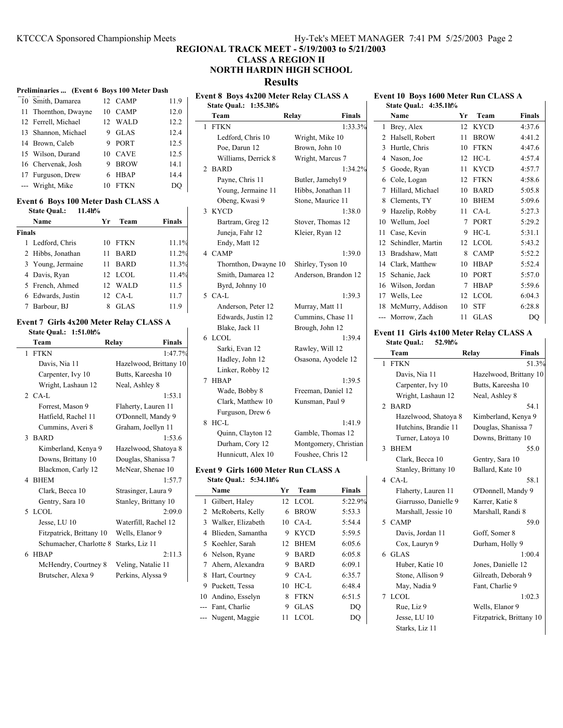# REGIONAL TRACK MEET - 5/19/2003 to 5/21/2003
## CLASS A REGION II
## NORTH HARDIN HIGH SCHOOL
## Results

### Preliminaries ... (Event 6 Boys 100 Meter Dash

| | Name | Yr | Team | Prelims |
|---|---|---|---|---|
| 10 | Smith, Damarea | 12 | CAMP | 11.9 |
| 11 | Thornthon, Dwayne | 10 | CAMP | 12.0 |
| 12 | Ferrell, Michael | 12 | WALD | 12.2 |
| 13 | Shannon, Michael | 9 | GLAS | 12.4 |
| 14 | Brown, Caleb | 9 | PORT | 12.5 |
| 15 | Wilson, Durand | 10 | CAVE | 12.5 |
| 16 | Chervenak, Josh | 9 | BROW | 14.1 |
| 17 | Furguson, Drew | 6 | HBAP | 14.4 |
| --- | Wright, Mike | 10 | FTKN | DQ |

### Event 6 Boys 100 Meter Dash CLASS A

State Qual.: 11.4h%

| | Name | Yr | Team | Finals |
|---|---|---|---|---|
| **Finals** | | | | |
| 1 | Ledford, Chris | 10 | FTKN | 11.1% |
| 2 | Hibbs, Jonathan | 11 | BARD | 11.2% |
| 3 | Young, Jermaine | 11 | BARD | 11.3% |
| 4 | Davis, Ryan | 12 | LCOL | 11.4% |
| 5 | French, Ahmed | 12 | WALD | 11.5 |
| 6 | Edwards, Justin | 12 | CA-L | 11.7 |
| 7 | Barbour, BJ | 8 | GLAS | 11.9 |

### Event 7 Girls 4x200 Meter Relay CLASS A

State Qual.: 1:51.0h%

| | Team | Relay | Finals |
|---|---|---|---|
| 1 | FTKN | | 1:47.7% |
| | Davis, Nia 11 | Hazelwood, Brittany 10 | |
| | Carpenter, Ivy 10 | Butts, Kareesha 10 | |
| | Wright, Lashaun 12 | Neal, Ashley 8 | |
| 2 | CA-L | | 1:53.1 |
| | Forrest, Mason 9 | Flaherty, Lauren 11 | |
| | Hatfield, Rachel 11 | O'Donnell, Mandy 9 | |
| | Cummins, Averi 8 | Graham, Joellyn 11 | |
| 3 | BARD | | 1:53.6 |
| | Kimberland, Kenya 9 | Hazelwood, Shatoya 8 | |
| | Downs, Brittany 10 | Douglas, Shanissa 7 | |
| | Blackmon, Carly 12 | McNear, Shenae 10 | |
| 4 | BHEM | | 1:57.7 |
| | Clark, Becca 10 | Strasinger, Laura 9 | |
| | Gentry, Sara 10 | Stanley, Brittany 10 | |
| 5 | LCOL | | 2:09.0 |
| | Jesse, LU 10 | Waterfill, Rachel 12 | |
| | Fitzpatrick, Brittany 10 | Wells, Elanor 9 | |
| | Schumacher, Charlotte 8 | Starks, Liz 11 | |
| 6 | HBAP | | 2:11.3 |
| | McHendry, Courtney 8 | Veling, Natalie 11 | |
| | Brutscher, Alexa 9 | Perkins, Alyssa 9 | |

### Event 8 Boys 4x200 Meter Relay CLASS A

State Qual.: 1:35.3h%

| | Team | Relay | Finals |
|---|---|---|---|
| 1 | FTKN | | 1:33.3% |
| | Ledford, Chris 10 | Wright, Mike 10 | |
| | Poe, Darun 12 | Brown, John 10 | |
| | Williams, Derrick 8 | Wright, Marcus 7 | |
| 2 | BARD | | 1:34.2% |
| | Payne, Chris 11 | Butler, Jamehyl 9 | |
| | Young, Jermaine 11 | Hibbs, Jonathan 11 | |
| | Obeng, Kwasi 9 | Stone, Maurice 11 | |
| 3 | KYCD | | 1:38.0 |
| | Bartram, Greg 12 | Stover, Thomas 12 | |
| | Juneja, Fahr 12 | Kleier, Ryan 12 | |
| | Endy, Matt 12 | | |
| 4 | CAMP | | 1:39.0 |
| | Thornthon, Dwayne 10 | Shirley, Tyson 10 | |
| | Smith, Damarea 12 | Anderson, Brandon 12 | |
| | Byrd, Johnny 10 | | |
| 5 | CA-L | | 1:39.3 |
| | Anderson, Peter 12 | Murray, Matt 11 | |
| | Edwards, Justin 12 | Cummins, Chase 11 | |
| | Blake, Jack 11 | Brough, John 12 | |
| 6 | LCOL | | 1:39.4 |
| | Sarki, Evan 12 | Rawley, Will 12 | |
| | Hadley, John 12 | Osasona, Ayodele 12 | |
| | Linker, Robby 12 | | |
| 7 | HBAP | | 1:39.5 |
| | Wade, Bobby 8 | Freeman, Daniel 12 | |
| | Clark, Matthew 10 | Kunsman, Paul 9 | |
| | Furguson, Drew 6 | | |
| 8 | HC-L | | 1:41.9 |
| | Quinn, Clayton 12 | Gamble, Thomas 12 | |
| | Durham, Cory 12 | Montgomery, Christian | |
| | Hunnicutt, Alex 10 | Foushee, Chris 12 | |

### Event 9 Girls 1600 Meter Run CLASS A

State Qual.: 5:34.1h%

| | Name | Yr | Team | Finals |
|---|---|---|---|---|
| 1 | Gilbert, Haley | 12 | LCOL | 5:22.9% |
| 2 | McRoberts, Kelly | 6 | BROW | 5:53.3 |
| 3 | Walker, Elizabeth | 10 | CA-L | 5:54.4 |
| 4 | Blieden, Samantha | 9 | KYCD | 5:59.5 |
| 5 | Koehler, Sarah | 12 | BHEM | 6:05.6 |
| 6 | Nelson, Ryane | 9 | BARD | 6:05.8 |
| 7 | Ahern, Alexandra | 9 | BARD | 6:09.1 |
| 8 | Hart, Courtney | 9 | CA-L | 6:35.7 |
| 9 | Puckett, Tessa | 10 | HC-L | 6:48.4 |
| 10 | Andino, Esselyn | 8 | FTKN | 6:51.5 |
| --- | Fant, Charlie | 9 | GLAS | DQ |
| --- | Nugent, Maggie | 11 | LCOL | DQ |

### Event 10 Boys 1600 Meter Run CLASS A

State Qual.: 4:35.1h%

| | Name | Yr | Team | Finals |
|---|---|---|---|---|
| 1 | Brey, Alex | 12 | KYCD | 4:37.6 |
| 2 | Halsell, Robert | 11 | BROW | 4:41.2 |
| 3 | Hurtle, Chris | 10 | FTKN | 4:47.6 |
| 4 | Nason, Joe | 12 | HC-L | 4:57.4 |
| 5 | Goode, Ryan | 11 | KYCD | 4:57.7 |
| 6 | Cole, Logan | 12 | FTKN | 4:58.6 |
| 7 | Hillard, Michael | 10 | BARD | 5:05.8 |
| 8 | Clements, TY | 10 | BHEM | 5:09.6 |
| 9 | Hazelip, Robby | 11 | CA-L | 5:27.3 |
| 10 | Wellum, Joel | 7 | PORT | 5:29.2 |
| 11 | Case, Kevin | 9 | HC-L | 5:31.1 |
| 12 | Schindler, Martin | 12 | LCOL | 5:43.2 |
| 13 | Bradshaw, Matt | 8 | CAMP | 5:52.2 |
| 14 | Clark, Matthew | 10 | HBAP | 5:52.4 |
| 15 | Schanie, Jack | 10 | PORT | 5:57.0 |
| 16 | Wilson, Jordan | 7 | HBAP | 5:59.6 |
| 17 | Wells, Lee | 12 | LCOL | 6:04.3 |
| 18 | McMurry, Addison | 10 | STF | 6:28.8 |
| --- | Morrow, Zach | 11 | GLAS | DQ |

### Event 11 Girls 4x100 Meter Relay CLASS A

State Qual.: 52.9h%

| | Team | Relay | Finals |
|---|---|---|---|
| 1 | FTKN | | 51.3% |
| | Davis, Nia 11 | Hazelwood, Brittany 10 | |
| | Carpenter, Ivy 10 | Butts, Kareesha 10 | |
| | Wright, Lashaun 12 | Neal, Ashley 8 | |
| 2 | BARD | | 54.1 |
| | Hazelwood, Shatoya 8 | Kimberland, Kenya 9 | |
| | Hutchins, Brandie 11 | Douglas, Shanissa 7 | |
| | Turner, Latoya 10 | Downs, Brittany 10 | |
| 3 | BHEM | | 55.0 |
| | Clark, Becca 10 | Gentry, Sara 10 | |
| | Stanley, Brittany 10 | Ballard, Kate 10 | |
| 4 | CA-L | | 58.1 |
| | Flaherty, Lauren 11 | O'Donnell, Mandy 9 | |
| | Giarrusso, Danielle 9 | Karrer, Katie 8 | |
| | Marshall, Jessie 10 | Marshall, Randi 8 | |
| 5 | CAMP | | 59.0 |
| | Davis, Jordan 11 | Goff, Somer 8 | |
| | Cox, Lauryn 9 | Durham, Holly 9 | |
| 6 | GLAS | | 1:00.4 |
| | Huber, Katie 10 | Jones, Danielle 12 | |
| | Stone, Allison 9 | Gilreath, Deborah 9 | |
| | May, Nadia 9 | Fant, Charlie 9 | |
| 7 | LCOL | | 1:02.3 |
| | Rue, Liz 9 | Wells, Elanor 9 | |
| | Jesse, LU 10 | Fitzpatrick, Brittany 10 | |
| | Starks, Liz 11 | | |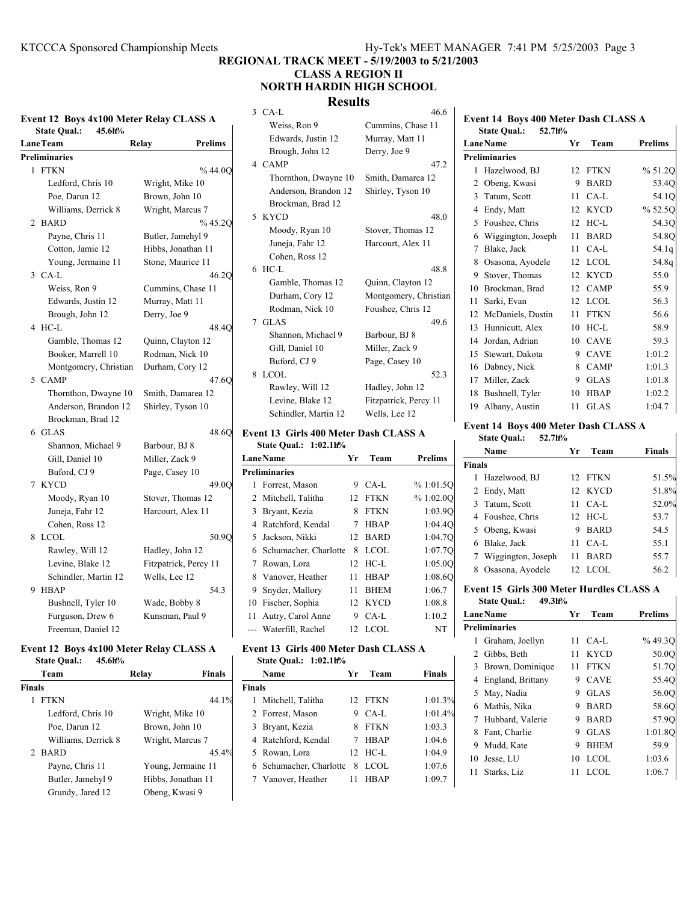# REGIONAL TRACK MEET - 5/19/2003 to 5/21/2003

## CLASS A REGION II

## NORTH HARDIN HIGH SCHOOL

## Results

### Event 12 Boys 4x100 Meter Relay CLASS A

State Qual.: 45.6h%

| Lane | Team | Relay | Prelims |
|---|---|---|---|
| **Preliminaries** | | | |
| 1 | FTKN | | % 44.0Q |
| | Ledford, Chris 10 | Wright, Mike 10 | |
| | Poe, Darun 12 | Brown, John 10 | |
| | Williams, Derrick 8 | Wright, Marcus 7 | |
| 2 | BARD | | % 45.2Q |
| | Payne, Chris 11 | Butler, Jamehyl 9 | |
| | Cotton, Jamie 12 | Hibbs, Jonathan 11 | |
| | Young, Jermaine 11 | Stone, Maurice 11 | |
| 3 | CA-L | | 46.2Q |
| | Weiss, Ron 9 | Cummins, Chase 11 | |
| | Edwards, Justin 12 | Murray, Matt 11 | |
| | Brough, John 12 | Derry, Joe 9 | |
| 4 | HC-L | | 48.4Q |
| | Gamble, Thomas 12 | Quinn, Clayton 12 | |
| | Booker, Marrell 10 | Rodman, Nick 10 | |
| | Montgomery, Christian | Durham, Cory 12 | |
| 5 | CAMP | | 47.6Q |
| | Thornthon, Dwayne 10 | Smith, Damarea 12 | |
| | Anderson, Brandon 12 | Shirley, Tyson 10 | |
| | Brockman, Brad 12 | | |
| 6 | GLAS | | 48.6Q |
| | Shannon, Michael 9 | Barbour, BJ 8 | |
| | Gill, Daniel 10 | Miller, Zack 9 | |
| | Buford, CJ 9 | Page, Casey 10 | |
| 7 | KYCD | | 49.0Q |
| | Moody, Ryan 10 | Stover, Thomas 12 | |
| | Juneja, Fahr 12 | Harcourt, Alex 11 | |
| | Cohen, Ross 12 | | |
| 8 | LCOL | | 50.9Q |
| | Rawley, Will 12 | Hadley, John 12 | |
| | Levine, Blake 12 | Fitzpatrick, Percy 11 | |
| | Schindler, Martin 12 | Wells, Lee 12 | |
| 9 | HBAP | | 54.3 |
| | Bushnell, Tyler 10 | Wade, Bobby 8 | |
| | Furguson, Drew 6 | Kunsman, Paul 9 | |
| | Freeman, Daniel 12 | | |

### Event 12 Boys 4x100 Meter Relay CLASS A

State Qual.: 45.6h%

| | Team | Relay | Finals |
|---|---|---|---|
| **Finals** | | | |
| 1 | FTKN | | 44.1% |
| | Ledford, Chris 10 | Wright, Mike 10 | |
| | Poe, Darun 12 | Brown, John 10 | |
| | Williams, Derrick 8 | Wright, Marcus 7 | |
| 2 | BARD | | 45.4% |
| | Payne, Chris 11 | Young, Jermaine 11 | |
| | Butler, Jamehyl 9 | Hibbs, Jonathan 11 | |
| | Grundy, Jared 12 | Obeng, Kwasi 9 | |
| 3 | CA-L | | 46.6 |
| | Weiss, Ron 9 | Cummins, Chase 11 | |
| | Edwards, Justin 12 | Murray, Matt 11 | |
| | Brough, John 12 | Derry, Joe 9 | |
| 4 | CAMP | | 47.2 |
| | Thornthon, Dwayne 10 | Smith, Damarea 12 | |
| | Anderson, Brandon 12 | Shirley, Tyson 10 | |
| | Brockman, Brad 12 | | |
| 5 | KYCD | | 48.0 |
| | Moody, Ryan 10 | Stover, Thomas 12 | |
| | Juneja, Fahr 12 | Harcourt, Alex 11 | |
| | Cohen, Ross 12 | | |
| 6 | HC-L | | 48.8 |
| | Gamble, Thomas 12 | Quinn, Clayton 12 | |
| | Durham, Cory 12 | Montgomery, Christian | |
| | Rodman, Nick 10 | Foushee, Chris 12 | |
| 7 | GLAS | | 49.6 |
| | Shannon, Michael 9 | Barbour, BJ 8 | |
| | Gill, Daniel 10 | Miller, Zack 9 | |
| | Buford, CJ 9 | Page, Casey 10 | |
| 8 | LCOL | | 52.3 |
| | Rawley, Will 12 | Hadley, John 12 | |
| | Levine, Blake 12 | Fitzpatrick, Percy 11 | |
| | Schindler, Martin 12 | Wells, Lee 12 | |

### Event 13 Girls 400 Meter Dash CLASS A

State Qual.: 1:02.1h%

| Lane | Name | Yr | Team | Prelims |
|---|---|---|---|---|
| **Preliminaries** | | | | |
| 1 | Forrest, Mason | 9 | CA-L | % 1:01.5Q |
| 2 | Mitchell, Talitha | 12 | FTKN | % 1:02.0Q |
| 3 | Bryant, Kezia | 8 | FTKN | 1:03.9Q |
| 4 | Ratchford, Kendal | 7 | HBAP | 1:04.4Q |
| 5 | Jackson, Nikki | 12 | BARD | 1:04.7Q |
| 6 | Schumacher, Charlotte | 8 | LCOL | 1:07.7Q |
| 7 | Rowan, Lora | 12 | HC-L | 1:05.0Q |
| 8 | Vanover, Heather | 11 | HBAP | 1:08.6Q |
| 9 | Snyder, Mallory | 11 | BHEM | 1:06.7 |
| 10 | Fischer, Sophia | 12 | KYCD | 1:08.8 |
| 11 | Autry, Carol Anne | 9 | CA-L | 1:10.2 |
| --- | Waterfill, Rachel | 12 | LCOL | NT |

### Event 13 Girls 400 Meter Dash CLASS A

State Qual.: 1:02.1h%

| | Name | Yr | Team | Finals |
|---|---|---|---|---|
| **Finals** | | | | |
| 1 | Mitchell, Talitha | 12 | FTKN | 1:01.3% |
| 2 | Forrest, Mason | 9 | CA-L | 1:01.4% |
| 3 | Bryant, Kezia | 8 | FTKN | 1:03.3 |
| 4 | Ratchford, Kendal | 7 | HBAP | 1:04.6 |
| 5 | Rowan, Lora | 12 | HC-L | 1:04.9 |
| 6 | Schumacher, Charlotte | 8 | LCOL | 1:07.6 |
| 7 | Vanover, Heather | 11 | HBAP | 1:09.7 |

### Event 14 Boys 400 Meter Dash CLASS A

State Qual.: 52.7h%

| Lane | Name | Yr | Team | Prelims |
|---|---|---|---|---|
| **Preliminaries** | | | | |
| 1 | Hazelwood, BJ | 12 | FTKN | % 51.2Q |
| 2 | Obeng, Kwasi | 9 | BARD | 53.4Q |
| 3 | Tatum, Scott | 11 | CA-L | 54.1Q |
| 4 | Endy, Matt | 12 | KYCD | % 52.5Q |
| 5 | Foushee, Chris | 12 | HC-L | 54.3Q |
| 6 | Wiggington, Joseph | 11 | BARD | 54.8Q |
| 7 | Blake, Jack | 11 | CA-L | 54.1q |
| 8 | Osasona, Ayodele | 12 | LCOL | 54.8q |
| 9 | Stover, Thomas | 12 | KYCD | 55.0 |
| 10 | Brockman, Brad | 12 | CAMP | 55.9 |
| 11 | Sarki, Evan | 12 | LCOL | 56.3 |
| 12 | McDaniels, Dustin | 11 | FTKN | 56.6 |
| 13 | Hunnicutt, Alex | 10 | HC-L | 58.9 |
| 14 | Jordan, Adrian | 10 | CAVE | 59.3 |
| 15 | Stewart, Dakota | 9 | CAVE | 1:01.2 |
| 16 | Dabney, Nick | 8 | CAMP | 1:01.3 |
| 17 | Miller, Zack | 9 | GLAS | 1:01.8 |
| 18 | Bushnell, Tyler | 10 | HBAP | 1:02.2 |
| 19 | Albany, Austin | 11 | GLAS | 1:04.7 |

### Event 14 Boys 400 Meter Dash CLASS A

State Qual.: 52.7h%

| | Name | Yr | Team | Finals |
|---|---|---|---|---|
| **Finals** | | | | |
| 1 | Hazelwood, BJ | 12 | FTKN | 51.5% |
| 2 | Endy, Matt | 12 | KYCD | 51.8% |
| 3 | Tatum, Scott | 11 | CA-L | 52.0% |
| 4 | Foushee, Chris | 12 | HC-L | 53.7 |
| 5 | Obeng, Kwasi | 9 | BARD | 54.5 |
| 6 | Blake, Jack | 11 | CA-L | 55.1 |
| 7 | Wiggington, Joseph | 11 | BARD | 55.7 |
| 8 | Osasona, Ayodele | 12 | LCOL | 56.2 |

### Event 15 Girls 300 Meter Hurdles CLASS A

State Qual.: 49.3h%

| Lane | Name | Yr | Team | Prelims |
|---|---|---|---|---|
| **Preliminaries** | | | | |
| 1 | Graham, Joellyn | 11 | CA-L | % 49.3Q |
| 2 | Gibbs, Beth | 11 | KYCD | 50.0Q |
| 3 | Brown, Dominique | 11 | FTKN | 51.7Q |
| 4 | England, Brittany | 9 | CAVE | 55.4Q |
| 5 | May, Nadia | 9 | GLAS | 56.0Q |
| 6 | Mathis, Nika | 9 | BARD | 58.6Q |
| 7 | Hubbard, Valerie | 9 | BARD | 57.9Q |
| 8 | Fant, Charlie | 9 | GLAS | 1:01.8Q |
| 9 | Mudd, Kate | 9 | BHEM | 59.9 |
| 10 | Jesse, LU | 10 | LCOL | 1:03.6 |
| 11 | Starks, Liz | 11 | LCOL | 1:06.7 |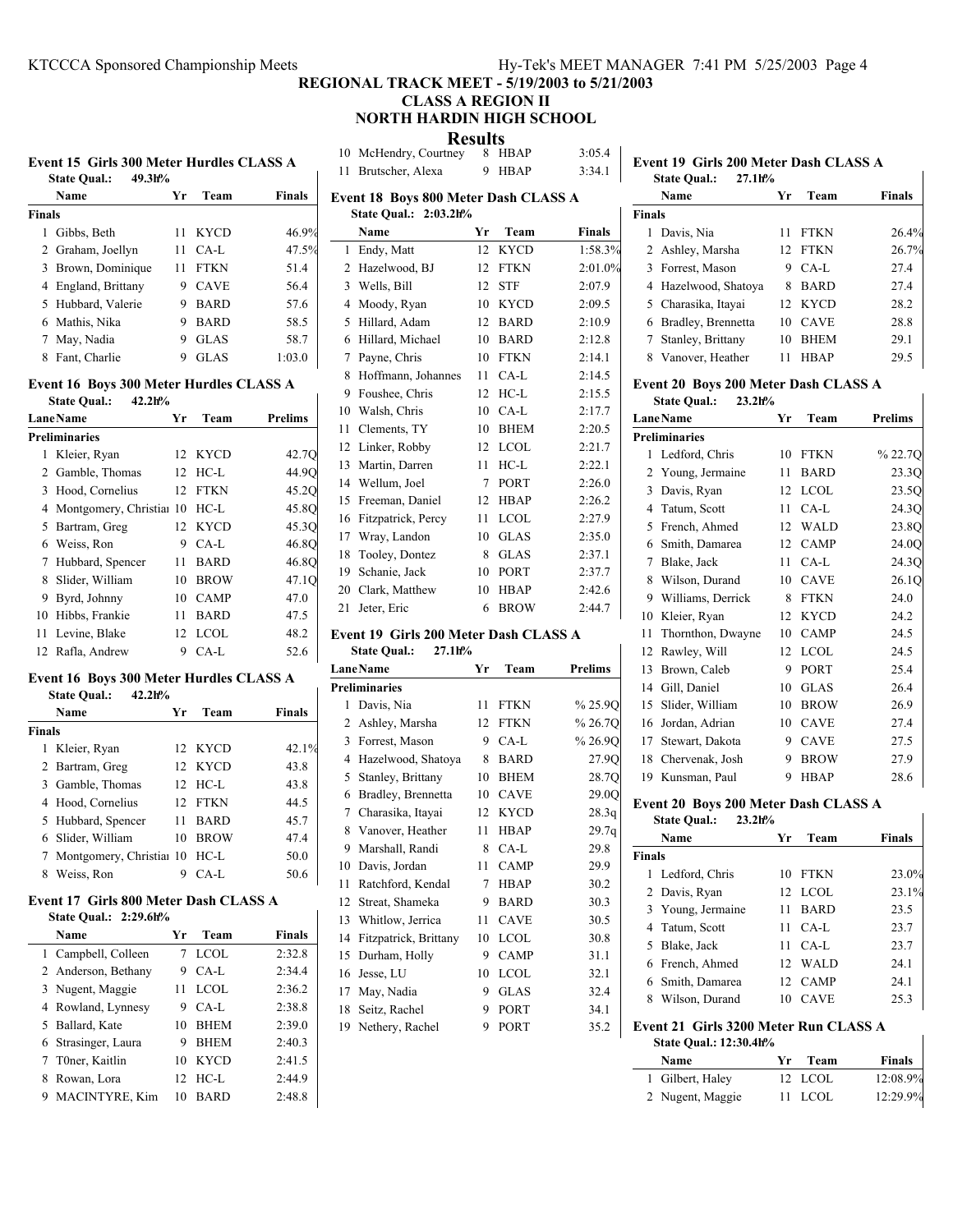# REGIONAL TRACK MEET - 5/19/2003 to 5/21/2003

## CLASS A REGION II

## NORTH HARDIN HIGH SCHOOL

## Results

### Event 15 Girls 300 Meter Hurdles CLASS A

State Qual.: 49.3h%

| | Name | Yr | Team | Finals |
|---|---|---|---|---|
| **Finals** | | | | |
| 1 | Gibbs, Beth | 11 | KYCD | 46.9% |
| 2 | Graham, Joellyn | 11 | CA-L | 47.5% |
| 3 | Brown, Dominique | 11 | FTKN | 51.4 |
| 4 | England, Brittany | 9 | CAVE | 56.4 |
| 5 | Hubbard, Valerie | 9 | BARD | 57.6 |
| 6 | Mathis, Nika | 9 | BARD | 58.5 |
| 7 | May, Nadia | 9 | GLAS | 58.7 |
| 8 | Fant, Charlie | 9 | GLAS | 1:03.0 |

### Event 16 Boys 300 Meter Hurdles CLASS A

State Qual.: 42.2h%

| Lane | Name | Yr | Team | Prelims |
|---|---|---|---|---|
| **Preliminaries** | | | | |
| 1 | Kleier, Ryan | 12 | KYCD | 42.7Q |
| 2 | Gamble, Thomas | 12 | HC-L | 44.9Q |
| 3 | Hood, Cornelius | 12 | FTKN | 45.2Q |
| 4 | Montgomery, Christiai | 10 | HC-L | 45.8Q |
| 5 | Bartram, Greg | 12 | KYCD | 45.3Q |
| 6 | Weiss, Ron | 9 | CA-L | 46.8Q |
| 7 | Hubbard, Spencer | 11 | BARD | 46.8Q |
| 8 | Slider, William | 10 | BROW | 47.1Q |
| 9 | Byrd, Johnny | 10 | CAMP | 47.0 |
| 10 | Hibbs, Frankie | 11 | BARD | 47.5 |
| 11 | Levine, Blake | 12 | LCOL | 48.2 |
| 12 | Rafla, Andrew | 9 | CA-L | 52.6 |

### Event 16 Boys 300 Meter Hurdles CLASS A

State Qual.: 42.2h%

| | Name | Yr | Team | Finals |
|---|---|---|---|---|
| **Finals** | | | | |
| 1 | Kleier, Ryan | 12 | KYCD | 42.1% |
| 2 | Bartram, Greg | 12 | KYCD | 43.8 |
| 3 | Gamble, Thomas | 12 | HC-L | 43.8 |
| 4 | Hood, Cornelius | 12 | FTKN | 44.5 |
| 5 | Hubbard, Spencer | 11 | BARD | 45.7 |
| 6 | Slider, William | 10 | BROW | 47.4 |
| 7 | Montgomery, Christiai | 10 | HC-L | 50.0 |
| 8 | Weiss, Ron | 9 | CA-L | 50.6 |

### Event 17 Girls 800 Meter Dash CLASS A

State Qual.: 2:29.6h%

| | Name | Yr | Team | Finals |
|---|---|---|---|---|
| 1 | Campbell, Colleen | 7 | LCOL | 2:32.8 |
| 2 | Anderson, Bethany | 9 | CA-L | 2:34.4 |
| 3 | Nugent, Maggie | 11 | LCOL | 2:36.2 |
| 4 | Rowland, Lynnesy | 9 | CA-L | 2:38.8 |
| 5 | Ballard, Kate | 10 | BHEM | 2:39.0 |
| 6 | Strasinger, Laura | 9 | BHEM | 2:40.3 |
| 7 | T0ner, Kaitlin | 10 | KYCD | 2:41.5 |
| 8 | Rowan, Lora | 12 | HC-L | 2:44.9 |
| 9 | MACINTYRE, Kim | 10 | BARD | 2:48.8 |
| 10 | McHendry, Courtney | 8 | HBAP | 3:05.4 |
| 11 | Brutscher, Alexa | 9 | HBAP | 3:34.1 |

### Event 18 Boys 800 Meter Dash CLASS A

State Qual.: 2:03.2h%

| | Name | Yr | Team | Finals |
|---|---|---|---|---|
| 1 | Endy, Matt | 12 | KYCD | 1:58.3% |
| 2 | Hazelwood, BJ | 12 | FTKN | 2:01.0% |
| 3 | Wells, Bill | 12 | STF | 2:07.9 |
| 4 | Moody, Ryan | 10 | KYCD | 2:09.5 |
| 5 | Hillard, Adam | 12 | BARD | 2:10.9 |
| 6 | Hillard, Michael | 10 | BARD | 2:12.8 |
| 7 | Payne, Chris | 10 | FTKN | 2:14.1 |
| 8 | Hoffmann, Johannes | 11 | CA-L | 2:14.5 |
| 9 | Foushee, Chris | 12 | HC-L | 2:15.5 |
| 10 | Walsh, Chris | 10 | CA-L | 2:17.7 |
| 11 | Clements, TY | 10 | BHEM | 2:20.5 |
| 12 | Linker, Robby | 12 | LCOL | 2:21.7 |
| 13 | Martin, Darren | 11 | HC-L | 2:22.1 |
| 14 | Wellum, Joel | 7 | PORT | 2:26.0 |
| 15 | Freeman, Daniel | 12 | HBAP | 2:26.2 |
| 16 | Fitzpatrick, Percy | 11 | LCOL | 2:27.9 |
| 17 | Wray, Landon | 10 | GLAS | 2:35.0 |
| 18 | Tooley, Dontez | 8 | GLAS | 2:37.1 |
| 19 | Schanie, Jack | 10 | PORT | 2:37.7 |
| 20 | Clark, Matthew | 10 | HBAP | 2:42.6 |
| 21 | Jeter, Eric | 6 | BROW | 2:44.7 |

### Event 19 Girls 200 Meter Dash CLASS A

State Qual.: 27.1h%

| Lane | Name | Yr | Team | Prelims |
|---|---|---|---|---|
| **Preliminaries** | | | | |
| 1 | Davis, Nia | 11 | FTKN | % 25.9Q |
| 2 | Ashley, Marsha | 12 | FTKN | % 26.7Q |
| 3 | Forrest, Mason | 9 | CA-L | % 26.9Q |
| 4 | Hazelwood, Shatoya | 8 | BARD | 27.9Q |
| 5 | Stanley, Brittany | 10 | BHEM | 28.7Q |
| 6 | Bradley, Brennetta | 10 | CAVE | 29.0Q |
| 7 | Charasika, Itayai | 12 | KYCD | 28.3q |
| 8 | Vanover, Heather | 11 | HBAP | 29.7q |
| 9 | Marshall, Randi | 8 | CA-L | 29.8 |
| 10 | Davis, Jordan | 11 | CAMP | 29.9 |
| 11 | Ratchford, Kendal | 7 | HBAP | 30.2 |
| 12 | Streat, Shameka | 9 | BARD | 30.3 |
| 13 | Whitlow, Jerrica | 11 | CAVE | 30.5 |
| 14 | Fitzpatrick, Brittany | 10 | LCOL | 30.8 |
| 15 | Durham, Holly | 9 | CAMP | 31.1 |
| 16 | Jesse, LU | 10 | LCOL | 32.1 |
| 17 | May, Nadia | 9 | GLAS | 32.4 |
| 18 | Seitz, Rachel | 9 | PORT | 34.1 |
| 19 | Nethery, Rachel | 9 | PORT | 35.2 |

### Event 19 Girls 200 Meter Dash CLASS A

State Qual.: 27.1h%

| | Name | Yr | Team | Finals |
|---|---|---|---|---|
| **Finals** | | | | |
| 1 | Davis, Nia | 11 | FTKN | 26.4% |
| 2 | Ashley, Marsha | 12 | FTKN | 26.7% |
| 3 | Forrest, Mason | 9 | CA-L | 27.4 |
| 4 | Hazelwood, Shatoya | 8 | BARD | 27.4 |
| 5 | Charasika, Itayai | 12 | KYCD | 28.2 |
| 6 | Bradley, Brennetta | 10 | CAVE | 28.8 |
| 7 | Stanley, Brittany | 10 | BHEM | 29.1 |
| 8 | Vanover, Heather | 11 | HBAP | 29.5 |

### Event 20 Boys 200 Meter Dash CLASS A

State Qual.: 23.2h%

| Lane | Name | Yr | Team | Prelims |
|---|---|---|---|---|
| **Preliminaries** | | | | |
| 1 | Ledford, Chris | 10 | FTKN | % 22.7Q |
| 2 | Young, Jermaine | 11 | BARD | 23.3Q |
| 3 | Davis, Ryan | 12 | LCOL | 23.5Q |
| 4 | Tatum, Scott | 11 | CA-L | 24.3Q |
| 5 | French, Ahmed | 12 | WALD | 23.8Q |
| 6 | Smith, Damarea | 12 | CAMP | 24.0Q |
| 7 | Blake, Jack | 11 | CA-L | 24.3Q |
| 8 | Wilson, Durand | 10 | CAVE | 26.1Q |
| 9 | Williams, Derrick | 8 | FTKN | 24.0 |
| 10 | Kleier, Ryan | 12 | KYCD | 24.2 |
| 11 | Thornthon, Dwayne | 10 | CAMP | 24.5 |
| 12 | Rawley, Will | 12 | LCOL | 24.5 |
| 13 | Brown, Caleb | 9 | PORT | 25.4 |
| 14 | Gill, Daniel | 10 | GLAS | 26.4 |
| 15 | Slider, William | 10 | BROW | 26.9 |
| 16 | Jordan, Adrian | 10 | CAVE | 27.4 |
| 17 | Stewart, Dakota | 9 | CAVE | 27.5 |
| 18 | Chervenak, Josh | 9 | BROW | 27.9 |
| 19 | Kunsman, Paul | 9 | HBAP | 28.6 |

### Event 20 Boys 200 Meter Dash CLASS A

State Qual.: 23.2h%

| | Name | Yr | Team | Finals |
|---|---|---|---|---|
| **Finals** | | | | |
| 1 | Ledford, Chris | 10 | FTKN | 23.0% |
| 2 | Davis, Ryan | 12 | LCOL | 23.1% |
| 3 | Young, Jermaine | 11 | BARD | 23.5 |
| 4 | Tatum, Scott | 11 | CA-L | 23.7 |
| 5 | Blake, Jack | 11 | CA-L | 23.7 |
| 6 | French, Ahmed | 12 | WALD | 24.1 |
| 6 | Smith, Damarea | 12 | CAMP | 24.1 |
| 8 | Wilson, Durand | 10 | CAVE | 25.3 |

### Event 21 Girls 3200 Meter Run CLASS A

State Qual.: 12:30.4h%

| | Name | Yr | Team | Finals |
|---|---|---|---|---|
| 1 | Gilbert, Haley | 12 | LCOL | 12:08.9% |
| 2 | Nugent, Maggie | 11 | LCOL | 12:29.9% |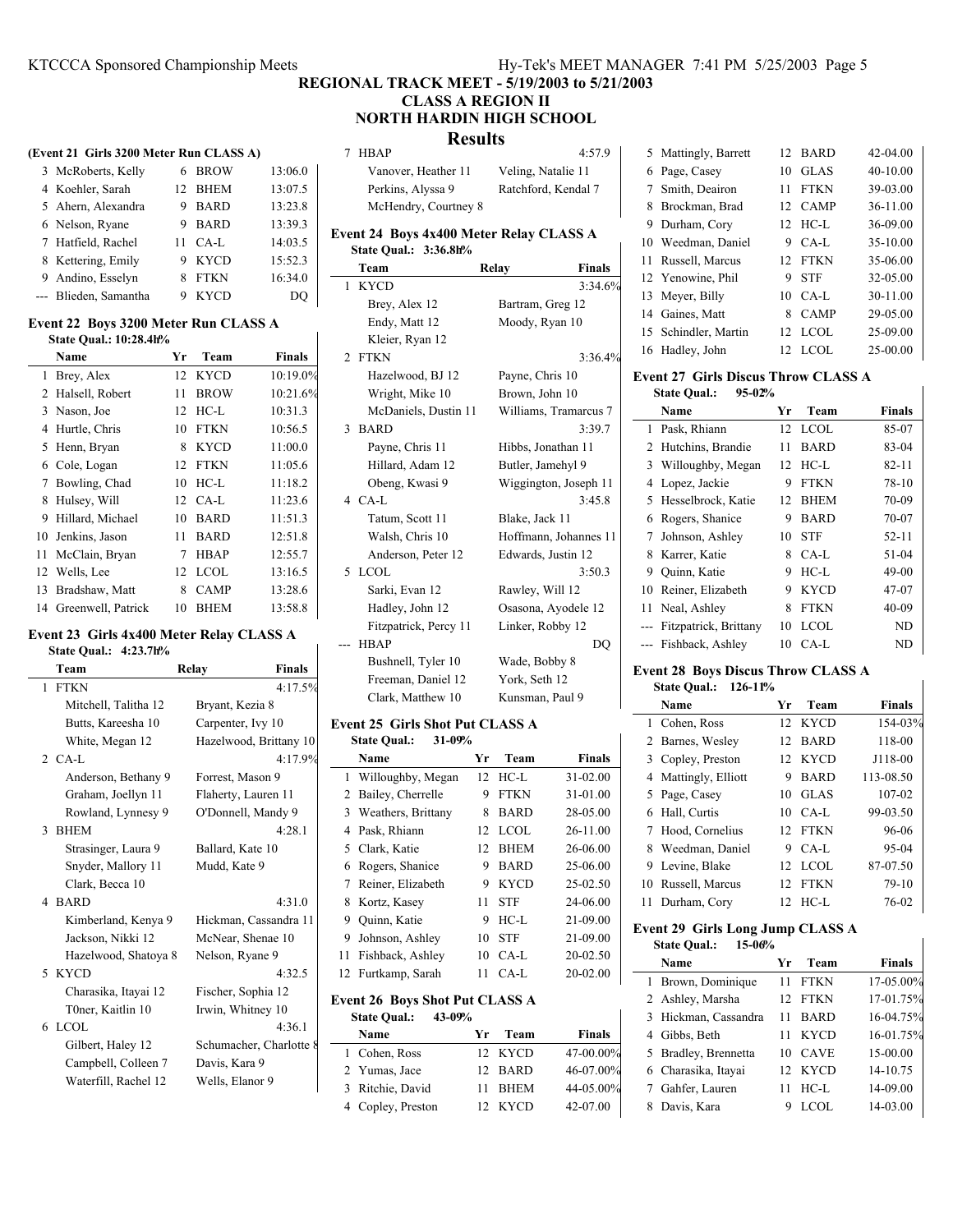# REGIONAL TRACK MEET - 5/19/2003 to 5/21/2003

## CLASS A REGION II

## NORTH HARDIN HIGH SCHOOL

## Results

### (Event 21 Girls 3200 Meter Run CLASS A)

| | Name | Yr | Team | Finals |
|---|---|---|---|---|
| 3 | McRoberts, Kelly | 6 | BROW | 13:06.0 |
| 4 | Koehler, Sarah | 12 | BHEM | 13:07.5 |
| 5 | Ahern, Alexandra | 9 | BARD | 13:23.8 |
| 6 | Nelson, Ryane | 9 | BARD | 13:39.3 |
| 7 | Hatfield, Rachel | 11 | CA-L | 14:03.5 |
| 8 | Kettering, Emily | 9 | KYCD | 15:52.3 |
| 9 | Andino, Esselyn | 8 | FTKN | 16:34.0 |
| --- | Blieden, Samantha | 9 | KYCD | DQ |

### Event 22 Boys 3200 Meter Run CLASS A

State Qual.: 10:28.4h%

| | Name | Yr | Team | Finals |
|---|---|---|---|---|
| 1 | Brey, Alex | 12 | KYCD | 10:19.0% |
| 2 | Halsell, Robert | 11 | BROW | 10:21.6% |
| 3 | Nason, Joe | 12 | HC-L | 10:31.3 |
| 4 | Hurtle, Chris | 10 | FTKN | 10:56.5 |
| 5 | Henn, Bryan | 8 | KYCD | 11:00.0 |
| 6 | Cole, Logan | 12 | FTKN | 11:05.6 |
| 7 | Bowling, Chad | 10 | HC-L | 11:18.2 |
| 8 | Hulsey, Will | 12 | CA-L | 11:23.6 |
| 9 | Hillard, Michael | 10 | BARD | 11:51.3 |
| 10 | Jenkins, Jason | 11 | BARD | 12:51.8 |
| 11 | McClain, Bryan | 7 | HBAP | 12:55.7 |
| 12 | Wells, Lee | 12 | LCOL | 13:16.5 |
| 13 | Bradshaw, Matt | 8 | CAMP | 13:28.6 |
| 14 | Greenwell, Patrick | 10 | BHEM | 13:58.8 |

### Event 23 Girls 4x400 Meter Relay CLASS A

State Qual.: 4:23.7h%

| | Team | Relay | Finals |
|---|---|---|---|
| 1 | FTKN | | 4:17.5% |
| | Mitchell, Talitha 12 | Bryant, Kezia 8 | |
| | Butts, Kareesha 10 | Carpenter, Ivy 10 | |
| | White, Megan 12 | Hazelwood, Brittany 10 | |
| 2 | CA-L | | 4:17.9% |
| | Anderson, Bethany 9 | Forrest, Mason 9 | |
| | Graham, Joellyn 11 | Flaherty, Lauren 11 | |
| | Rowland, Lynnesy 9 | O'Donnell, Mandy 9 | |
| 3 | BHEM | | 4:28.1 |
| | Strasinger, Laura 9 | Ballard, Kate 10 | |
| | Snyder, Mallory 11 | Mudd, Kate 9 | |
| | Clark, Becca 10 | | |
| 4 | BARD | | 4:31.0 |
| | Kimberland, Kenya 9 | Hickman, Cassandra 11 | |
| | Jackson, Nikki 12 | McNear, Shenae 10 | |
| | Hazelwood, Shatoya 8 | Nelson, Ryane 9 | |
| 5 | KYCD | | 4:32.5 |
| | Charasika, Itayai 12 | Fischer, Sophia 12 | |
| | T0ner, Kaitlin 10 | Irwin, Whitney 10 | |
| 6 | LCOL | | 4:36.1 |
| | Gilbert, Haley 12 | Schumacher, Charlotte 8 | |
| | Campbell, Colleen 7 | Davis, Kara 9 | |
| | Waterfill, Rachel 12 | Wells, Elanor 9 | |
| 7 | HBAP | | 4:57.9 |
| | Vanover, Heather 11 | Veling, Natalie 11 | |
| | Perkins, Alyssa 9 | Ratchford, Kendal 7 | |
| | McHendry, Courtney 8 | | |

### Event 24 Boys 4x400 Meter Relay CLASS A

State Qual.: 3:36.8h%

| | Team | Relay | Finals |
|---|---|---|---|
| 1 | KYCD | | 3:34.6% |
| | Brey, Alex 12 | Bartram, Greg 12 | |
| | Endy, Matt 12 | Moody, Ryan 10 | |
| | Kleier, Ryan 12 | | |
| 2 | FTKN | | 3:36.4% |
| | Hazelwood, BJ 12 | Payne, Chris 10 | |
| | Wright, Mike 10 | Brown, John 10 | |
| | McDaniels, Dustin 11 | Williams, Tramarcus 7 | |
| 3 | BARD | | 3:39.7 |
| | Payne, Chris 11 | Hibbs, Jonathan 11 | |
| | Hillard, Adam 12 | Butler, Jamehyl 9 | |
| | Obeng, Kwasi 9 | Wiggington, Joseph 11 | |
| 4 | CA-L | | 3:45.8 |
| | Tatum, Scott 11 | Blake, Jack 11 | |
| | Walsh, Chris 10 | Hoffmann, Johannes 11 | |
| | Anderson, Peter 12 | Edwards, Justin 12 | |
| 5 | LCOL | | 3:50.3 |
| | Sarki, Evan 12 | Rawley, Will 12 | |
| | Hadley, John 12 | Osasona, Ayodele 12 | |
| | Fitzpatrick, Percy 11 | Linker, Robby 12 | |
| --- | HBAP | | DQ |
| | Bushnell, Tyler 10 | Wade, Bobby 8 | |
| | Freeman, Daniel 12 | York, Seth 12 | |
| | Clark, Matthew 10 | Kunsman, Paul 9 | |

### Event 25 Girls Shot Put CLASS A

State Qual.: 31-09%

| | Name | Yr | Team | Finals |
|---|---|---|---|---|
| 1 | Willoughby, Megan | 12 | HC-L | 31-02.00 |
| 2 | Bailey, Cherrelle | 9 | FTKN | 31-01.00 |
| 3 | Weathers, Brittany | 8 | BARD | 28-05.00 |
| 4 | Pask, Rhiann | 12 | LCOL | 26-11.00 |
| 5 | Clark, Katie | 12 | BHEM | 26-06.00 |
| 6 | Rogers, Shanice | 9 | BARD | 25-06.00 |
| 7 | Reiner, Elizabeth | 9 | KYCD | 25-02.50 |
| 8 | Kortz, Kasey | 11 | STF | 24-06.00 |
| 9 | Quinn, Katie | 9 | HC-L | 21-09.00 |
| 9 | Johnson, Ashley | 10 | STF | 21-09.00 |
| 11 | Fishback, Ashley | 10 | CA-L | 20-02.50 |
| 12 | Furtkamp, Sarah | 11 | CA-L | 20-02.00 |

### Event 26 Boys Shot Put CLASS A

State Qual.: 43-09%

| | Name | Yr | Team | Finals |
|---|---|---|---|---|
| 1 | Cohen, Ross | 12 | KYCD | 47-00.00% |
| 2 | Yumas, Jace | 12 | BARD | 46-07.00% |
| 3 | Ritchie, David | 11 | BHEM | 44-05.00% |
| 4 | Copley, Preston | 12 | KYCD | 42-07.00 |
| 5 | Mattingly, Barrett | 12 | BARD | 42-04.00 |
| 6 | Page, Casey | 10 | GLAS | 40-10.00 |
| 7 | Smith, Deairon | 11 | FTKN | 39-03.00 |
| 8 | Brockman, Brad | 12 | CAMP | 36-11.00 |
| 9 | Durham, Cory | 12 | HC-L | 36-09.00 |
| 10 | Weedman, Daniel | 9 | CA-L | 35-10.00 |
| 11 | Russell, Marcus | 12 | FTKN | 35-06.00 |
| 12 | Yenowine, Phil | 9 | STF | 32-05.00 |
| 13 | Meyer, Billy | 10 | CA-L | 30-11.00 |
| 14 | Gaines, Matt | 8 | CAMP | 29-05.00 |
| 15 | Schindler, Martin | 12 | LCOL | 25-09.00 |
| 16 | Hadley, John | 12 | LCOL | 25-00.00 |

### Event 27 Girls Discus Throw CLASS A

State Qual.: 95-02%

| | Name | Yr | Team | Finals |
|---|---|---|---|---|
| 1 | Pask, Rhiann | 12 | LCOL | 85-07 |
| 2 | Hutchins, Brandie | 11 | BARD | 83-04 |
| 3 | Willoughby, Megan | 12 | HC-L | 82-11 |
| 4 | Lopez, Jackie | 9 | FTKN | 78-10 |
| 5 | Hesselbrock, Katie | 12 | BHEM | 70-09 |
| 6 | Rogers, Shanice | 9 | BARD | 70-07 |
| 7 | Johnson, Ashley | 10 | STF | 52-11 |
| 8 | Karrer, Katie | 8 | CA-L | 51-04 |
| 9 | Quinn, Katie | 9 | HC-L | 49-00 |
| 10 | Reiner, Elizabeth | 9 | KYCD | 47-07 |
| 11 | Neal, Ashley | 8 | FTKN | 40-09 |
| --- | Fitzpatrick, Brittany | 10 | LCOL | ND |
| --- | Fishback, Ashley | 10 | CA-L | ND |

### Event 28 Boys Discus Throw CLASS A

State Qual.: 126-11%

| | Name | Yr | Team | Finals |
|---|---|---|---|---|
| 1 | Cohen, Ross | 12 | KYCD | 154-03% |
| 2 | Barnes, Wesley | 12 | BARD | 118-00 |
| 3 | Copley, Preston | 12 | KYCD | J118-00 |
| 4 | Mattingly, Elliott | 9 | BARD | 113-08.50 |
| 5 | Page, Casey | 10 | GLAS | 107-02 |
| 6 | Hall, Curtis | 10 | CA-L | 99-03.50 |
| 7 | Hood, Cornelius | 12 | FTKN | 96-06 |
| 8 | Weedman, Daniel | 9 | CA-L | 95-04 |
| 9 | Levine, Blake | 12 | LCOL | 87-07.50 |
| 10 | Russell, Marcus | 12 | FTKN | 79-10 |
| 11 | Durham, Cory | 12 | HC-L | 76-02 |

### Event 29 Girls Long Jump CLASS A

State Qual.: 15-06%

| | Name | Yr | Team | Finals |
|---|---|---|---|---|
| 1 | Brown, Dominique | 11 | FTKN | 17-05.00% |
| 2 | Ashley, Marsha | 12 | FTKN | 17-01.75% |
| 3 | Hickman, Cassandra | 11 | BARD | 16-04.75% |
| 4 | Gibbs, Beth | 11 | KYCD | 16-01.75% |
| 5 | Bradley, Brennetta | 10 | CAVE | 15-00.00 |
| 6 | Charasika, Itayai | 12 | KYCD | 14-10.75 |
| 7 | Gahfer, Lauren | 11 | HC-L | 14-09.00 |
| 8 | Davis, Kara | 9 | LCOL | 14-03.00 |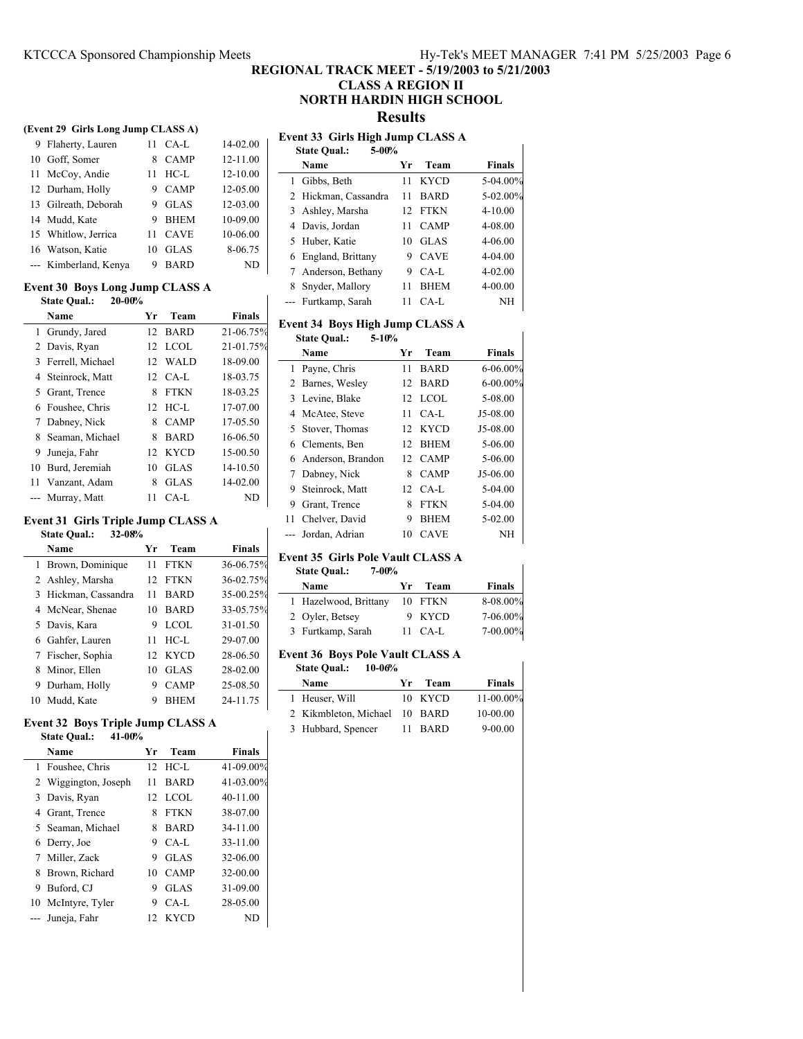# REGIONAL TRACK MEET - 5/19/2003 to 5/21/2003
## CLASS A REGION II
## NORTH HARDIN HIGH SCHOOL
## Results

### (Event 29 Girls Long Jump CLASS A)

| | Name | Yr | Team | Finals |
|---|---|---|---|---|
| 9 | Flaherty, Lauren | 11 | CA-L | 14-02.00 |
| 10 | Goff, Somer | 8 | CAMP | 12-11.00 |
| 11 | McCoy, Andie | 11 | HC-L | 12-10.00 |
| 12 | Durham, Holly | 9 | CAMP | 12-05.00 |
| 13 | Gilreath, Deborah | 9 | GLAS | 12-03.00 |
| 14 | Mudd, Kate | 9 | BHEM | 10-09.00 |
| 15 | Whitlow, Jerrica | 11 | CAVE | 10-06.00 |
| 16 | Watson, Katie | 10 | GLAS | 8-06.75 |
| --- | Kimberland, Kenya | 9 | BARD | ND |

### Event 30 Boys Long Jump CLASS A

State Qual.: 20-00%

| | Name | Yr | Team | Finals |
|---|---|---|---|---|
| 1 | Grundy, Jared | 12 | BARD | 21-06.75% |
| 2 | Davis, Ryan | 12 | LCOL | 21-01.75% |
| 3 | Ferrell, Michael | 12 | WALD | 18-09.00 |
| 4 | Steinrock, Matt | 12 | CA-L | 18-03.75 |
| 5 | Grant, Trence | 8 | FTKN | 18-03.25 |
| 6 | Foushee, Chris | 12 | HC-L | 17-07.00 |
| 7 | Dabney, Nick | 8 | CAMP | 17-05.50 |
| 8 | Seaman, Michael | 8 | BARD | 16-06.50 |
| 9 | Juneja, Fahr | 12 | KYCD | 15-00.50 |
| 10 | Burd, Jeremiah | 10 | GLAS | 14-10.50 |
| 11 | Vanzant, Adam | 8 | GLAS | 14-02.00 |
| --- | Murray, Matt | 11 | CA-L | ND |

### Event 31 Girls Triple Jump CLASS A

State Qual.: 32-08%

| | Name | Yr | Team | Finals |
|---|---|---|---|---|
| 1 | Brown, Dominique | 11 | FTKN | 36-06.75% |
| 2 | Ashley, Marsha | 12 | FTKN | 36-02.75% |
| 3 | Hickman, Cassandra | 11 | BARD | 35-00.25% |
| 4 | McNear, Shenae | 10 | BARD | 33-05.75% |
| 5 | Davis, Kara | 9 | LCOL | 31-01.50 |
| 6 | Gahfer, Lauren | 11 | HC-L | 29-07.00 |
| 7 | Fischer, Sophia | 12 | KYCD | 28-06.50 |
| 8 | Minor, Ellen | 10 | GLAS | 28-02.00 |
| 9 | Durham, Holly | 9 | CAMP | 25-08.50 |
| 10 | Mudd, Kate | 9 | BHEM | 24-11.75 |

### Event 32 Boys Triple Jump CLASS A

State Qual.: 41-00%

| | Name | Yr | Team | Finals |
|---|---|---|---|---|
| 1 | Foushee, Chris | 12 | HC-L | 41-09.00% |
| 2 | Wiggington, Joseph | 11 | BARD | 41-03.00% |
| 3 | Davis, Ryan | 12 | LCOL | 40-11.00 |
| 4 | Grant, Trence | 8 | FTKN | 38-07.00 |
| 5 | Seaman, Michael | 8 | BARD | 34-11.00 |
| 6 | Derry, Joe | 9 | CA-L | 33-11.00 |
| 7 | Miller, Zack | 9 | GLAS | 32-06.00 |
| 8 | Brown, Richard | 10 | CAMP | 32-00.00 |
| 9 | Buford, CJ | 9 | GLAS | 31-09.00 |
| 10 | McIntyre, Tyler | 9 | CA-L | 28-05.00 |
| --- | Juneja, Fahr | 12 | KYCD | ND |

### Event 33 Girls High Jump CLASS A

State Qual.: 5-00%

| | Name | Yr | Team | Finals |
|---|---|---|---|---|
| 1 | Gibbs, Beth | 11 | KYCD | 5-04.00% |
| 2 | Hickman, Cassandra | 11 | BARD | 5-02.00% |
| 3 | Ashley, Marsha | 12 | FTKN | 4-10.00 |
| 4 | Davis, Jordan | 11 | CAMP | 4-08.00 |
| 5 | Huber, Katie | 10 | GLAS | 4-06.00 |
| 6 | England, Brittany | 9 | CAVE | 4-04.00 |
| 7 | Anderson, Bethany | 9 | CA-L | 4-02.00 |
| 8 | Snyder, Mallory | 11 | BHEM | 4-00.00 |
| --- | Furtkamp, Sarah | 11 | CA-L | NH |

### Event 34 Boys High Jump CLASS A

State Qual.: 5-10%

| | Name | Yr | Team | Finals |
|---|---|---|---|---|
| 1 | Payne, Chris | 11 | BARD | 6-06.00% |
| 2 | Barnes, Wesley | 12 | BARD | 6-00.00% |
| 3 | Levine, Blake | 12 | LCOL | 5-08.00 |
| 4 | McAtee, Steve | 11 | CA-L | J5-08.00 |
| 5 | Stover, Thomas | 12 | KYCD | J5-08.00 |
| 6 | Clements, Ben | 12 | BHEM | 5-06.00 |
| 6 | Anderson, Brandon | 12 | CAMP | 5-06.00 |
| 7 | Dabney, Nick | 8 | CAMP | J5-06.00 |
| 9 | Steinrock, Matt | 12 | CA-L | 5-04.00 |
| 9 | Grant, Trence | 8 | FTKN | 5-04.00 |
| 11 | Chelver, David | 9 | BHEM | 5-02.00 |
| --- | Jordan, Adrian | 10 | CAVE | NH |

### Event 35 Girls Pole Vault CLASS A

State Qual.: 7-00%

| | Name | Yr | Team | Finals |
|---|---|---|---|---|
| 1 | Hazelwood, Brittany | 10 | FTKN | 8-08.00% |
| 2 | Oyler, Betsey | 9 | KYCD | 7-06.00% |
| 3 | Furtkamp, Sarah | 11 | CA-L | 7-00.00% |

### Event 36 Boys Pole Vault CLASS A

State Qual.: 10-06%

| | Name | Yr | Team | Finals |
|---|---|---|---|---|
| 1 | Heuser, Will | 10 | KYCD | 11-00.00% |
| 2 | Kikmbleton, Michael | 10 | BARD | 10-00.00 |
| 3 | Hubbard, Spencer | 11 | BARD | 9-00.00 |